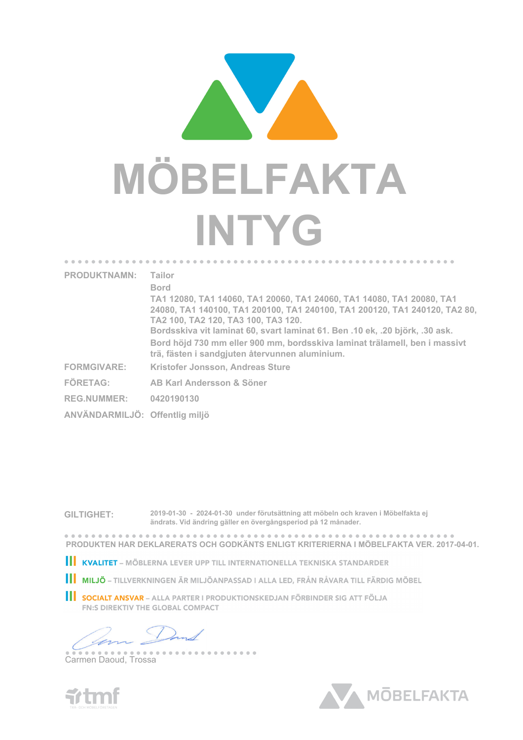# MÖBELFAKTA INTYG

**PRODUKTNAMN:** Tailor
Bord
TA1 12080, TA1 14060, TA1 20060, TA1 24060, TA1 14080, TA1 20080, TA1 24080, TA1 140100, TA1 200100, TA1 240100, TA1 200120, TA1 240120, TA2 80, TA2 100, TA2 120, TA3 100, TA3 120.
Bordsskiva vit laminat 60, svart laminat 61. Ben .10 ek, .20 björk, .30 ask.
Bord höjd 730 mm eller 900 mm, bordsskiva laminat trälamell, ben i massivt trä, fästen i sandgjuten återvunnen aluminium.

**FORMGIVARE:** Kristofer Jonsson, Andreas Sture

**FÖRETAG:** AB Karl Andersson & Söner

**REG.NUMMER:** 0420190130

**ANVÄNDARMILJÖ:** Offentlig miljö

**GILTIGHET:** 2019-01-30 - 2024-01-30 under förutsättning att möbeln och kraven i Möbelfakta ej ändrats. Vid ändring gäller en övergångsperiod på 12 månader.

**PRODUKTEN HAR DEKLARERATS OCH GODKÄNTS ENLIGT KRITERIERNA I MÖBELFAKTA VER. 2017-04-01.**

- **KVALITET** – MÖBLERNA LEVER UPP TILL INTERNATIONELLA TEKNISKA STANDARDER
- **MILJÖ** – TILLVERKNINGEN ÄR MILJÖANPASSAD I ALLA LED, FRÅN RÅVARA TILL FÄRDIG MÖBEL
- **SOCIALT ANSVAR** – ALLA PARTER I PRODUKTIONSKEDJAN FÖRBINDER SIG ATT FÖLJA FN:S DIREKTIV THE GLOBAL COMPACT

Carmen Daoud, Trossa

tmf — TRÄ- OCH MÖBELFÖRETAGEN

MÖBELFAKTA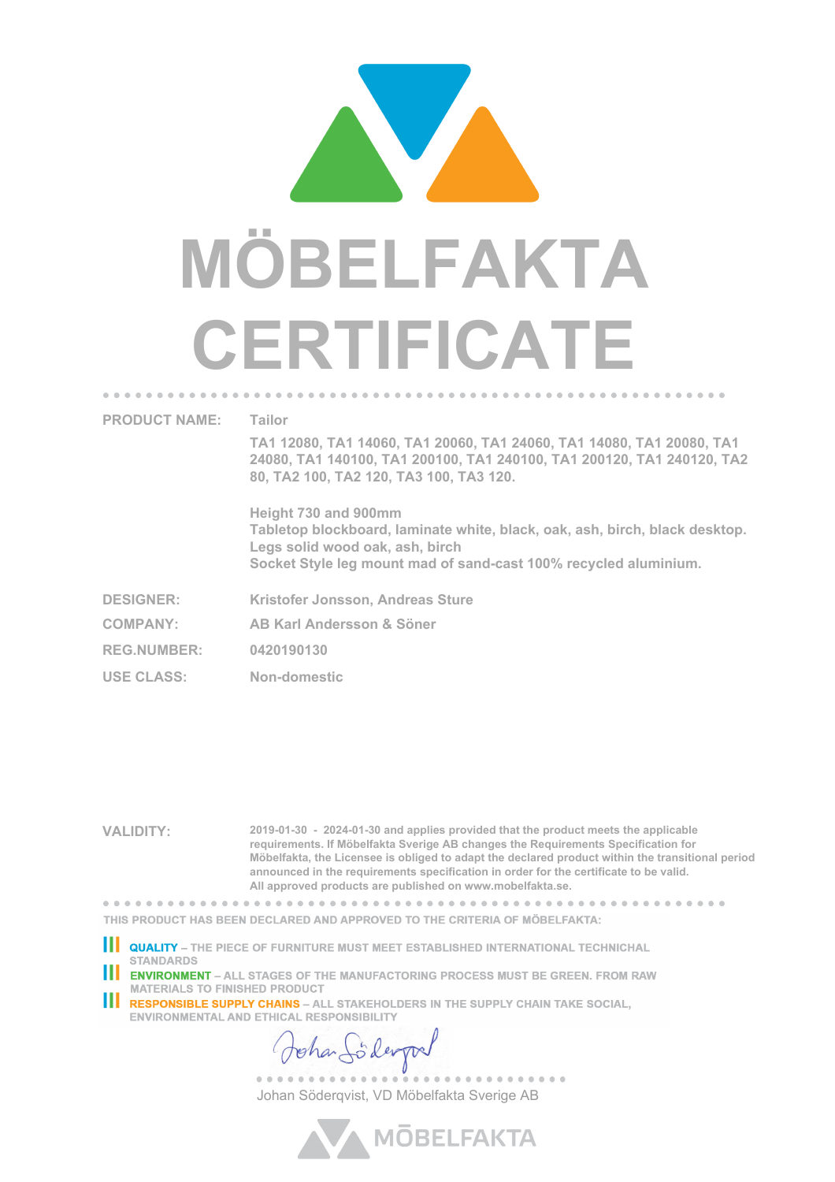# MÖBELFAKTA CERTIFICATE

**PRODUCT NAME:** Tailor

TA1 12080, TA1 14060, TA1 20060, TA1 24060, TA1 14080, TA1 20080, TA1 24080, TA1 140100, TA1 200100, TA1 240100, TA1 200120, TA1 240120, TA2 80, TA2 100, TA2 120, TA3 100, TA3 120.

Height 730 and 900mm
Tabletop blockboard, laminate white, black, oak, ash, birch, black desktop.
Legs solid wood oak, ash, birch
Socket Style leg mount mad of sand-cast 100% recycled aluminium.

**DESIGNER:** Kristofer Jonsson, Andreas Sture

**COMPANY:** AB Karl Andersson & Söner

**REG.NUMBER:** 0420190130

**USE CLASS:** Non-domestic

**VALIDITY:** 2019-01-30 - 2024-01-30 and applies provided that the product meets the applicable requirements. If Möbelfakta Sverige AB changes the Requirements Specification for Möbelfakta, the Licensee is obliged to adapt the declared product within the transitional period announced in the requirements specification in order for the certificate to be valid. All approved products are published on www.mobelfakta.se.

THIS PRODUCT HAS BEEN DECLARED AND APPROVED TO THE CRITERIA OF MÖBELFAKTA:

- **QUALITY** – THE PIECE OF FURNITURE MUST MEET ESTABLISHED INTERNATIONAL TECHNICHAL STANDARDS
- **ENVIRONMENT** – ALL STAGES OF THE MANUFACTORING PROCESS MUST BE GREEN. FROM RAW MATERIALS TO FINISHED PRODUCT
- **RESPONSIBLE SUPPLY CHAINS** – ALL STAKEHOLDERS IN THE SUPPLY CHAIN TAKE SOCIAL, ENVIRONMENTAL AND ETHICAL RESPONSIBILITY

Johan Söderqvist, VD Möbelfakta Sverige AB

MÖBELFAKTA